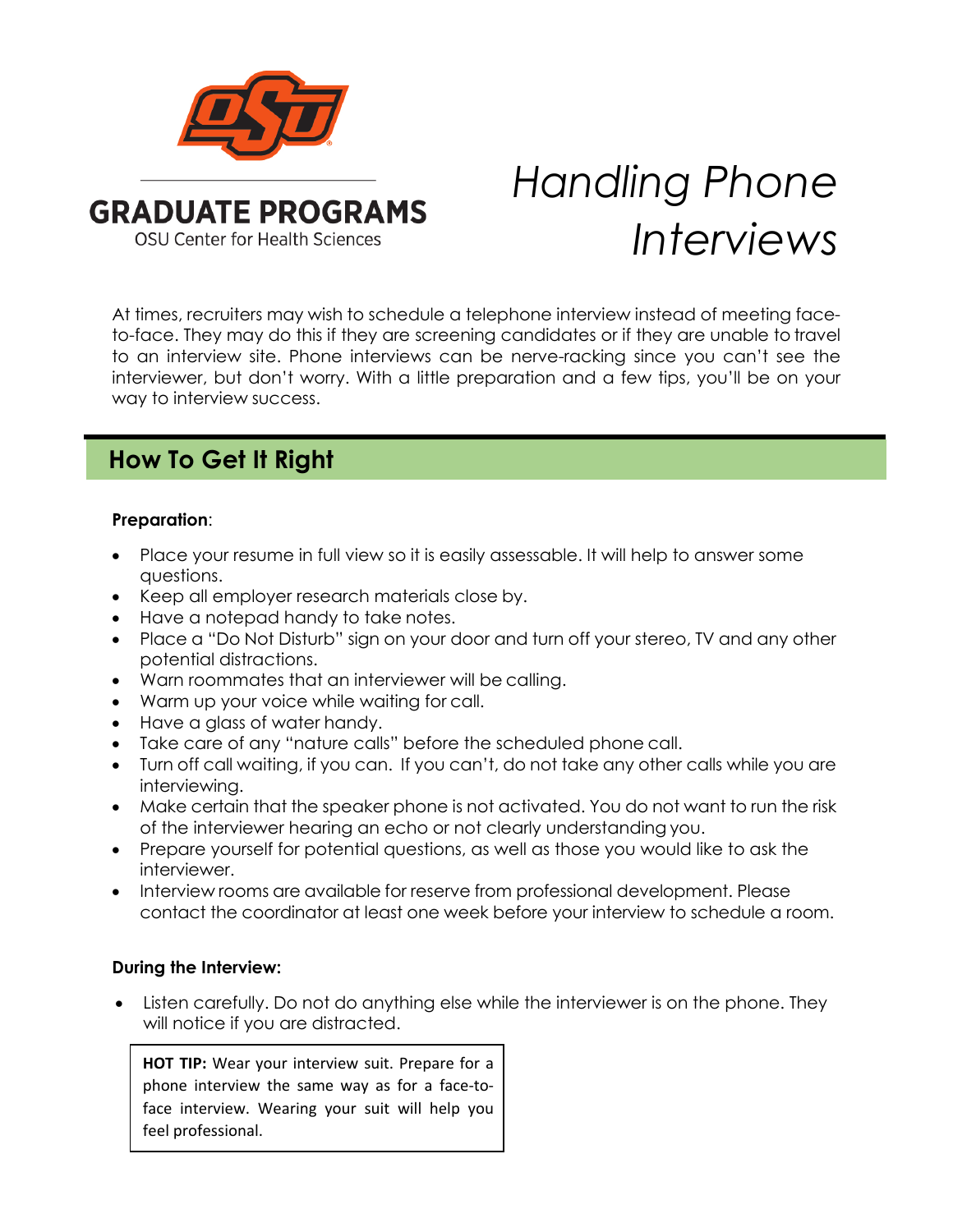**GRADUATE PROGRAMS**
OSU Center for Health Sciences

# *Handling Phone Interviews*

At times, recruiters may wish to schedule a telephone interview instead of meeting face-to-face. They may do this if they are screening candidates or if they are unable to travel to an interview site. Phone interviews can be nerve-racking since you can't see the interviewer, but don't worry. With a little preparation and a few tips, you'll be on your way to interview success.

## How To Get It Right

**Preparation**:

- Place your resume in full view so it is easily assessable. It will help to answer some questions.
- Keep all employer research materials close by.
- Have a notepad handy to take notes.
- Place a "Do Not Disturb" sign on your door and turn off your stereo, TV and any other potential distractions.
- Warn roommates that an interviewer will be calling.
- Warm up your voice while waiting for call.
- Have a glass of water handy.
- Take care of any "nature calls" before the scheduled phone call.
- Turn off call waiting, if you can. If you can't, do not take any other calls while you are interviewing.
- Make certain that the speaker phone is not activated. You do not want to run the risk of the interviewer hearing an echo or not clearly understanding you.
- Prepare yourself for potential questions, as well as those you would like to ask the interviewer.
- Interview rooms are available for reserve from professional development. Please contact the coordinator at least one week before your interview to schedule a room.

**During the Interview:**

- Listen carefully. Do not do anything else while the interviewer is on the phone. They will notice if you are distracted.

> **HOT TIP:** Wear your interview suit. Prepare for a phone interview the same way as for a face-to-face interview. Wearing your suit will help you feel professional.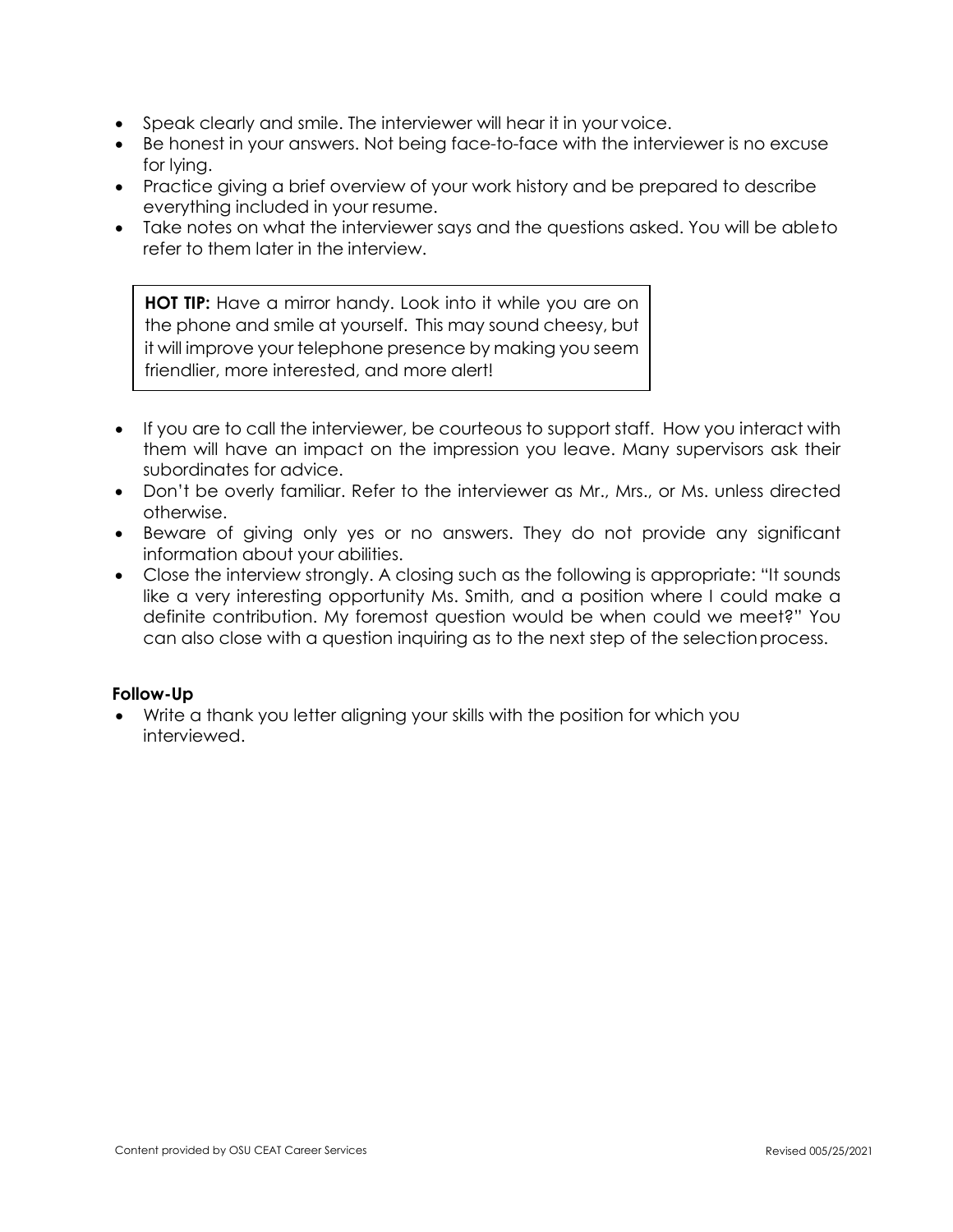- Speak clearly and smile. The interviewer will hear it in your voice.
- Be honest in your answers. Not being face-to-face with the interviewer is no excuse for lying.
- Practice giving a brief overview of your work history and be prepared to describe everything included in your resume.
- Take notes on what the interviewer says and the questions asked. You will be able to refer to them later in the interview.

> **HOT TIP:** Have a mirror handy. Look into it while you are on the phone and smile at yourself. This may sound cheesy, but it will improve your telephone presence by making you seem friendlier, more interested, and more alert!

- If you are to call the interviewer, be courteous to support staff. How you interact with them will have an impact on the impression you leave. Many supervisors ask their subordinates for advice.
- Don't be overly familiar. Refer to the interviewer as Mr., Mrs., or Ms. unless directed otherwise.
- Beware of giving only yes or no answers. They do not provide any significant information about your abilities.
- Close the interview strongly. A closing such as the following is appropriate: "It sounds like a very interesting opportunity Ms. Smith, and a position where I could make a definite contribution. My foremost question would be when could we meet?" You can also close with a question inquiring as to the next step of the selection process.

**Follow-Up**

- Write a thank you letter aligning your skills with the position for which you interviewed.